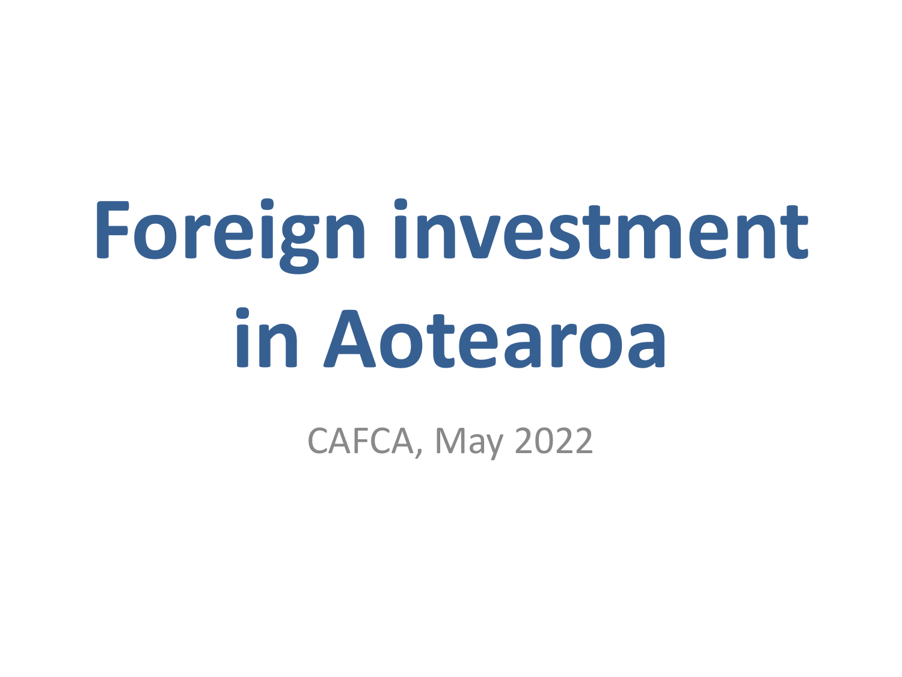# Foreign investment in Aotearoa

CAFCA, May 2022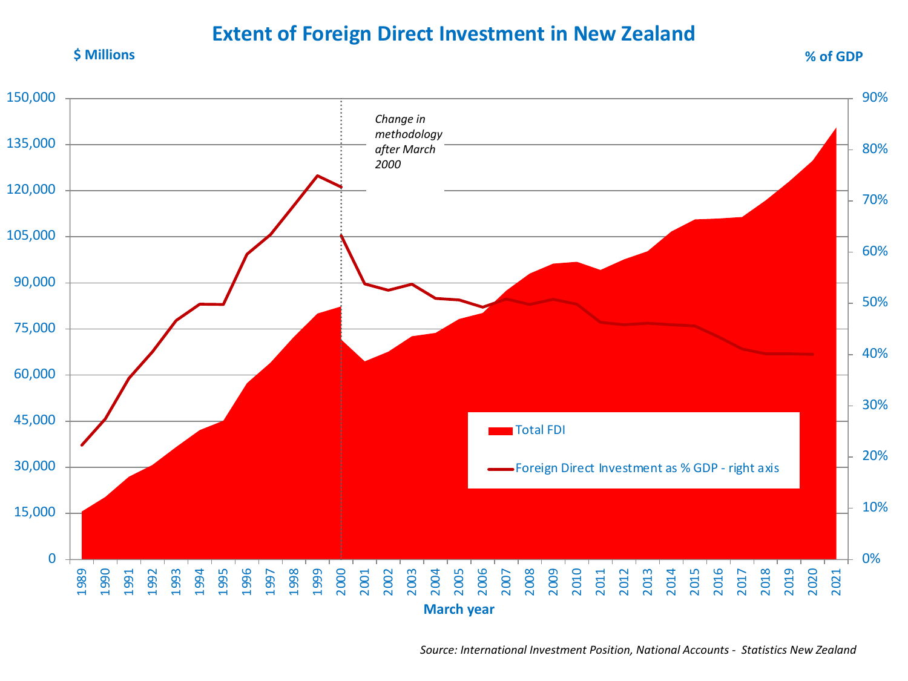# Extent of Foreign Direct Investment in New Zealand

$ Millions

% of GDP

Change in methodology after March 2000

Total FDI

Foreign Direct Investment as % GDP - right axis

March year

*Source: International Investment Position, National Accounts - Statistics New Zealand*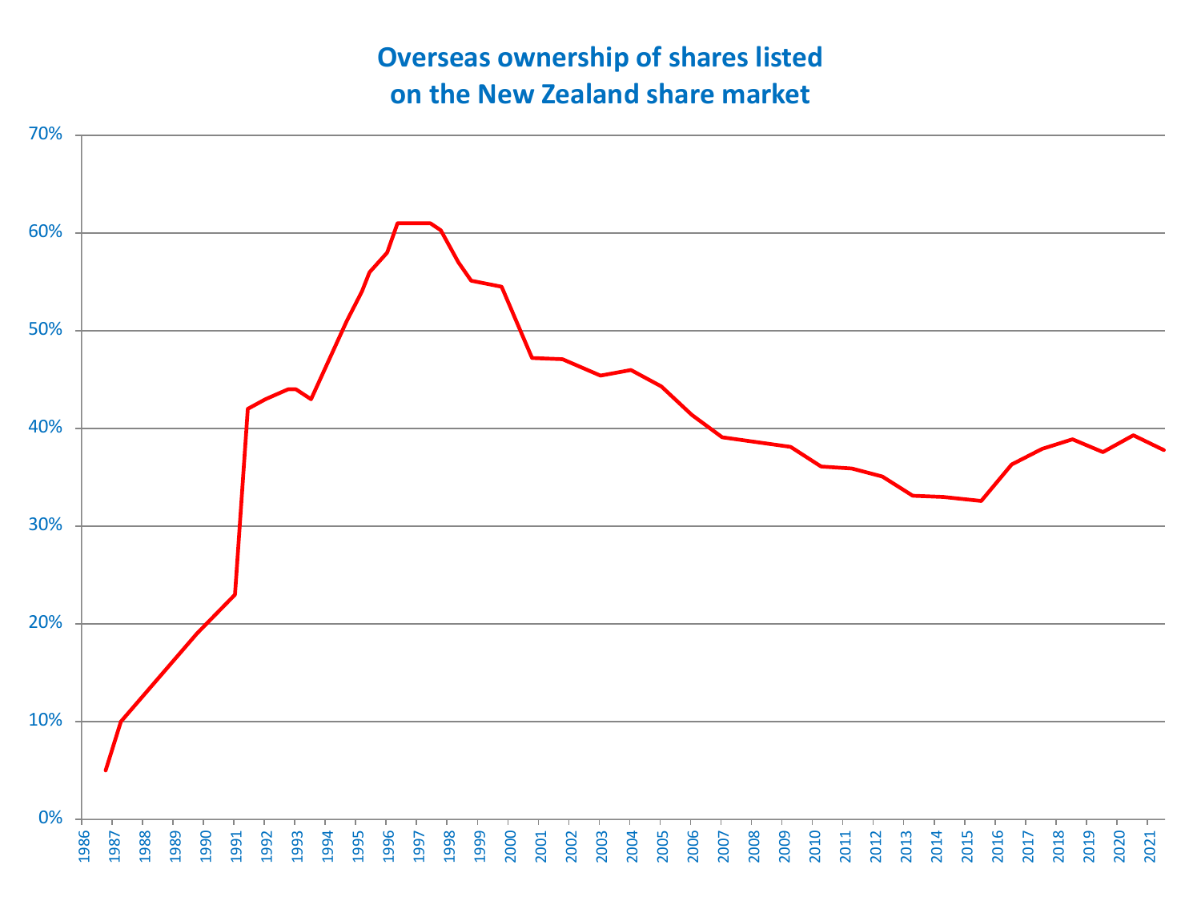# Overseas ownership of shares listed on the New Zealand share market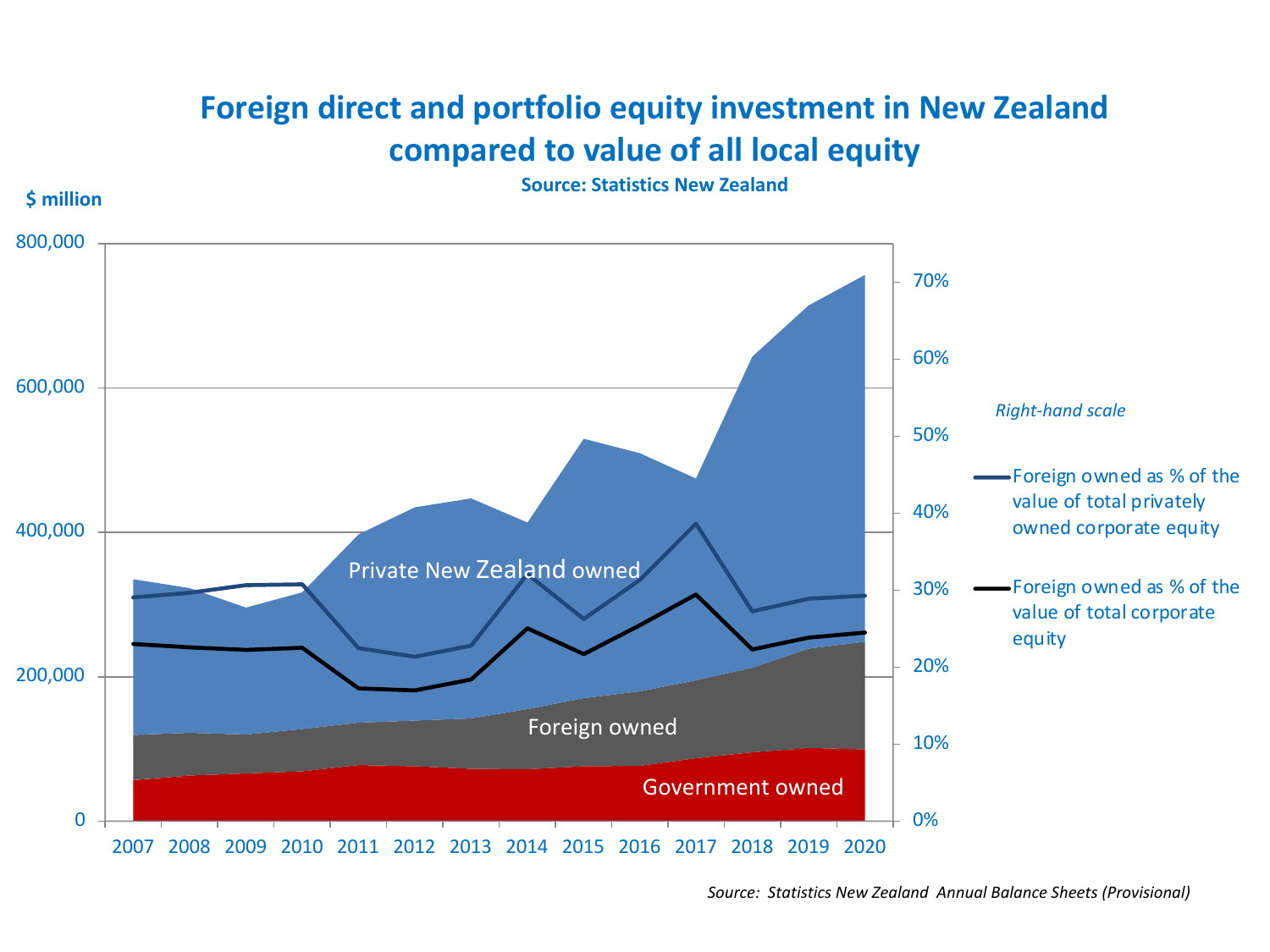# Foreign direct and portfolio equity investment in New Zealand compared to value of all local equity

**Source: Statistics New Zealand**

$ million

Private New Zealand owned

Foreign owned

Government owned

*Right-hand scale*

Foreign owned as % of the value of total privately owned corporate equity

Foreign owned as % of the value of total corporate equity

*Source: Statistics New Zealand Annual Balance Sheets (Provisional)*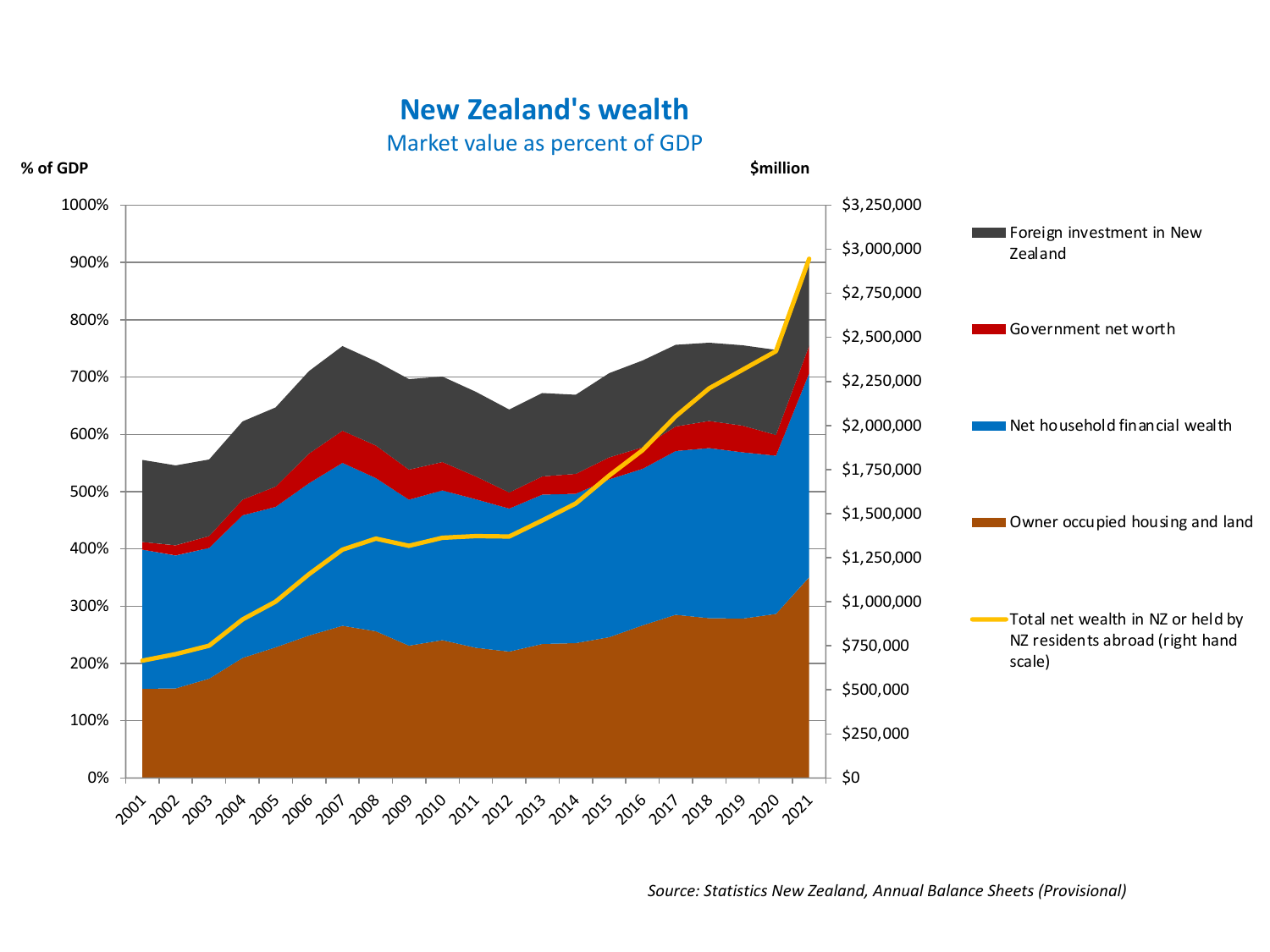# New Zealand's wealth

Market value as percent of GDP

% of GDP

$million

Foreign investment in New Zealand

Government net worth

Net household financial wealth

Owner occupied housing and land

Total net wealth in NZ or held by NZ residents abroad (right hand scale)

*Source: Statistics New Zealand, Annual Balance Sheets (Provisional)*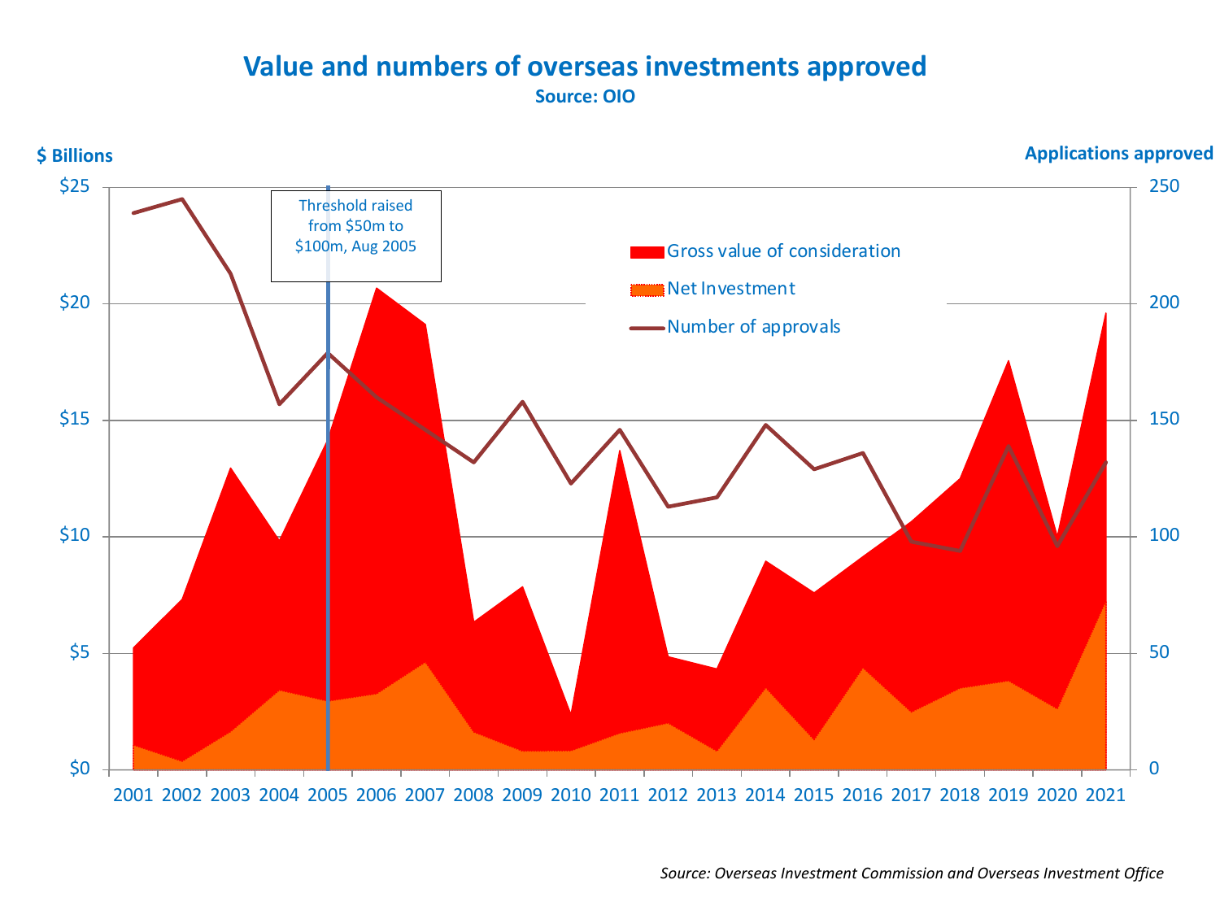## Value and numbers of overseas investments approved

**Source: OIO**

$ Billions | Applications approved

Threshold raised from $50m to $100m, Aug 2005

- Gross value of consideration
- Net Investment
- Number of approvals

*Source: Overseas Investment Commission and Overseas Investment Office*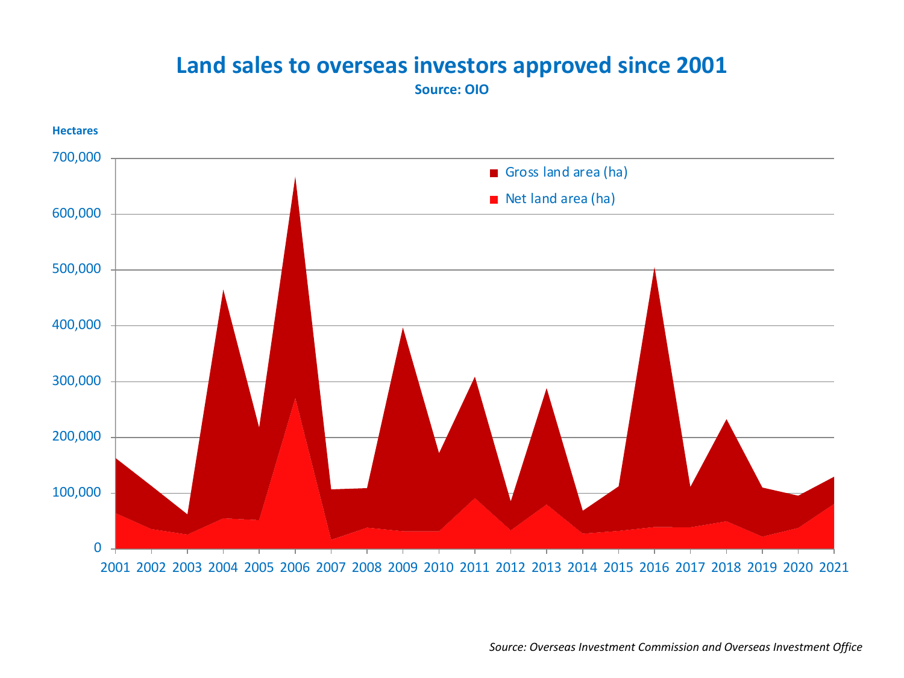## Land sales to overseas investors approved since 2001

**Source: OIO**

**Hectares**

| Axis values |
|---|
| 700,000 |
| 600,000 |
| 500,000 |
| 400,000 |
| 300,000 |
| 200,000 |
| 100,000 |
| 0 |

- Gross land area (ha)
- Net land area (ha)

2001 2002 2003 2004 2005 2006 2007 2008 2009 2010 2011 2012 2013 2014 2015 2016 2017 2018 2019 2020 2021

*Source: Overseas Investment Commission and Overseas Investment Office*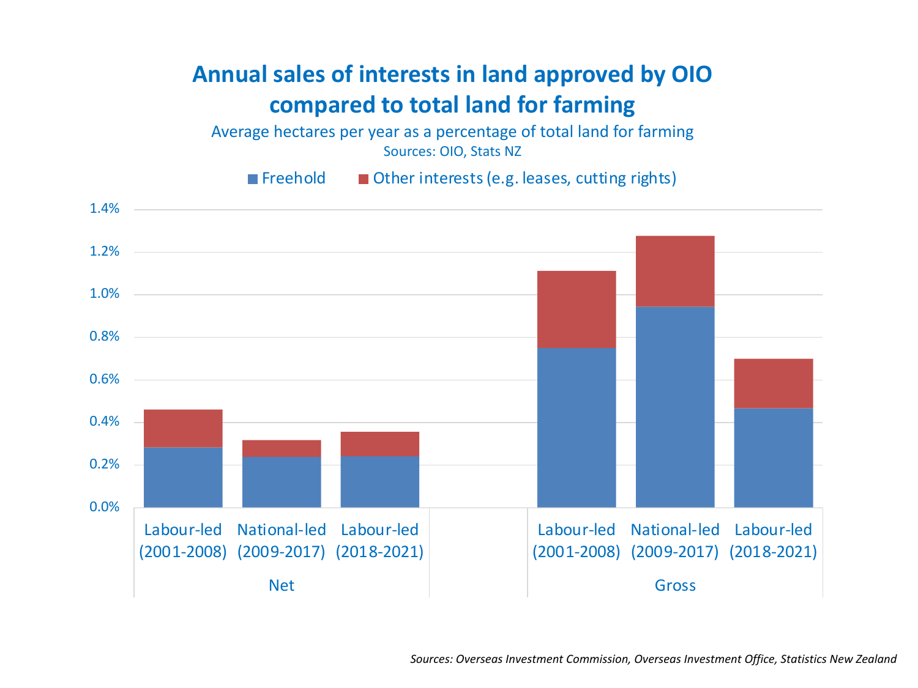# Annual sales of interests in land approved by OIO compared to total land for farming

Average hectares per year as a percentage of total land for farming

Sources: OIO, Stats NZ

■ Freehold ■ Other interests (e.g. leases, cutting rights)

1.4%
1.2%
1.0%
0.8%
0.6%
0.4%
0.2%
0.0%

| Net | | | Gross | | |
|---|---|---|---|---|---|
| Labour-led (2001-2008) | National-led (2009-2017) | Labour-led (2018-2021) | Labour-led (2001-2008) | National-led (2009-2017) | Labour-led (2018-2021) |

*Sources: Overseas Investment Commission, Overseas Investment Office, Statistics New Zealand*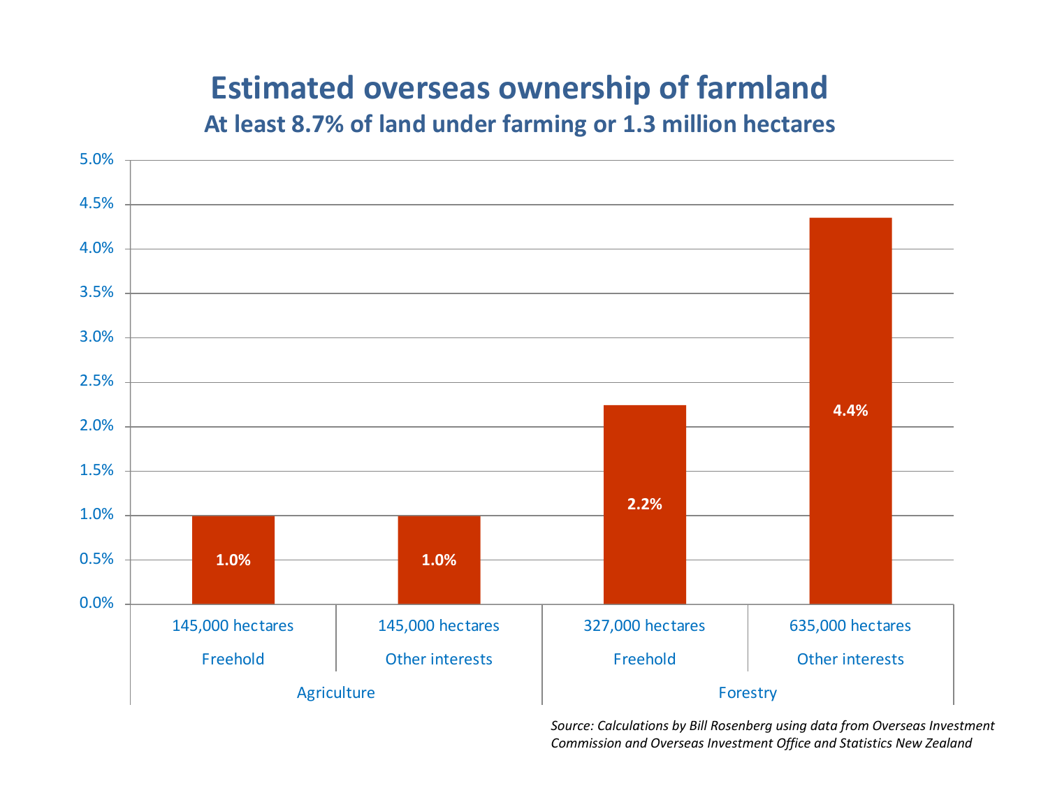# Estimated overseas ownership of farmland

## At least 8.7% of land under farming or 1.3 million hectares

| | Agriculture | | Forestry | |
|---|---|---|---|---|
| | Freehold | Other interests | Freehold | Other interests |
| Hectares | 145,000 hectares | 145,000 hectares | 327,000 hectares | 635,000 hectares |
| Share of land under farming | 1.0% | 1.0% | 2.2% | 4.4% |

*Source: Calculations by Bill Rosenberg using data from Overseas Investment Commission and Overseas Investment Office and Statistics New Zealand*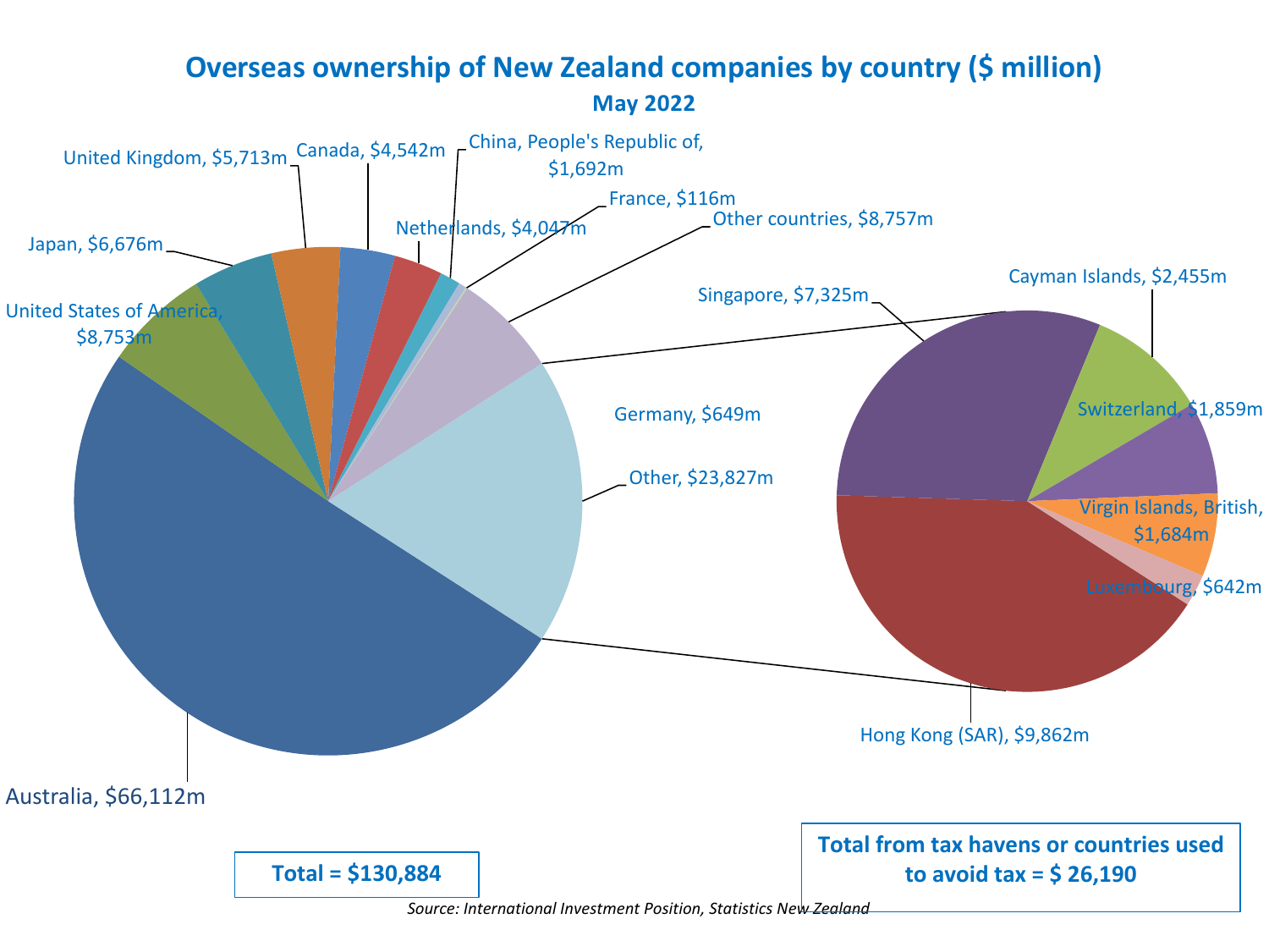## Overseas ownership of New Zealand companies by country ($ million)

### May 2022

- Australia, $66,112m
- United States of America, $8,753m
- Japan, $6,676m
- United Kingdom, $5,713m
- Canada, $4,542m
- Netherlands, $4,047m
- China, People's Republic of, $1,692m
- France, $116m
- Other countries, $8,757m
- Germany, $649m
- Other, $23,827m
  - Singapore, $7,325m
  - Cayman Islands, $2,455m
  - Switzerland, $1,859m
  - Virgin Islands, British, $1,684m
  - Luxembourg, $642m
  - Hong Kong (SAR), $9,862m

**Total = $130,884**

**Total from tax havens or countries used to avoid tax = $ 26,190**

*Source: International Investment Position, Statistics New Zealand*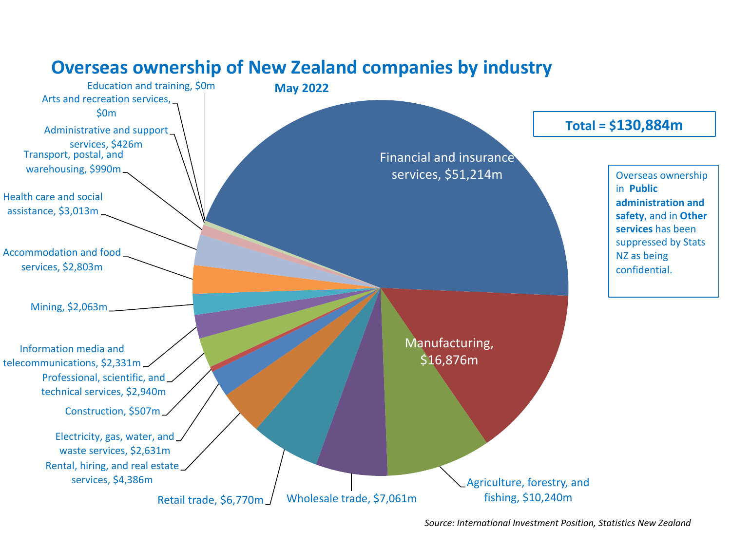# Overseas ownership of New Zealand companies by industry

**May 2022**

**Total = $130,884m**

| Industry | Value |
|---|---|
| Financial and insurance services | $51,214m |
| Manufacturing | $16,876m |
| Agriculture, forestry, and fishing | $10,240m |
| Wholesale trade | $7,061m |
| Retail trade | $6,770m |
| Rental, hiring, and real estate services | $4,386m |
| Electricity, gas, water, and waste services | $2,631m |
| Construction | $507m |
| Professional, scientific, and technical services | $2,940m |
| Information media and telecommunications | $2,331m |
| Mining | $2,063m |
| Accommodation and food services | $2,803m |
| Health care and social assistance | $3,013m |
| Transport, postal, and warehousing | $990m |
| Administrative and support services | $426m |
| Arts and recreation services | $0m |
| Education and training | $0m |

Overseas ownership in **Public administration and safety**, and in **Other services** has been suppressed by Stats NZ as being confidential.

*Source: International Investment Position, Statistics New Zealand*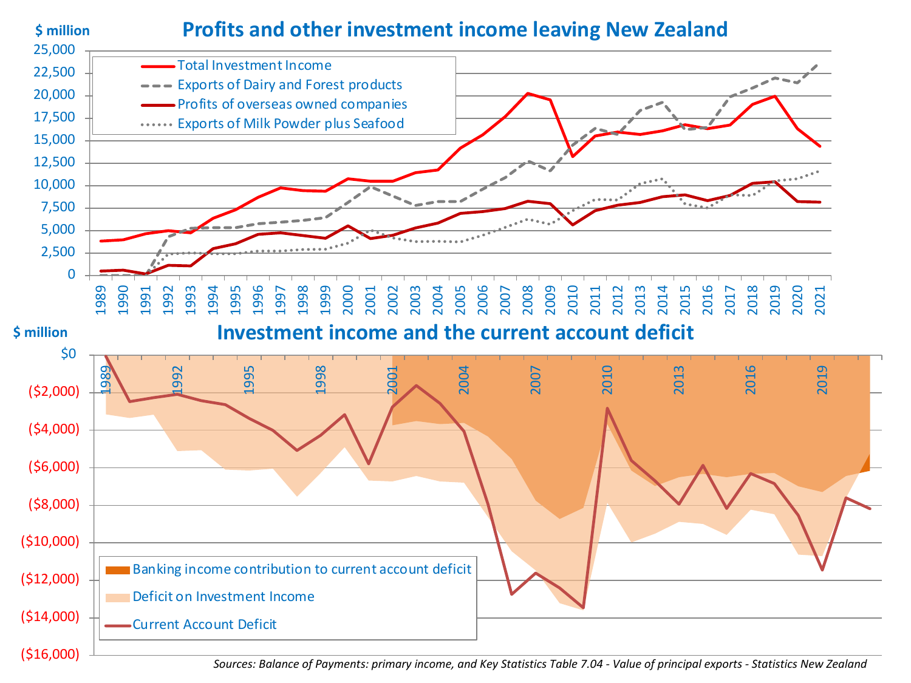## Profits and other investment income leaving New Zealand

$ million

- Total Investment Income
- Exports of Dairy and Forest products
- Profits of overseas owned companies
- Exports of Milk Powder plus Seafood

## Investment income and the current account deficit

$ million

- Banking income contribution to current account deficit
- Deficit on Investment Income
- Current Account Deficit

*Sources: Balance of Payments: primary income, and Key Statistics Table 7.04 - Value of principal exports - Statistics New Zealand*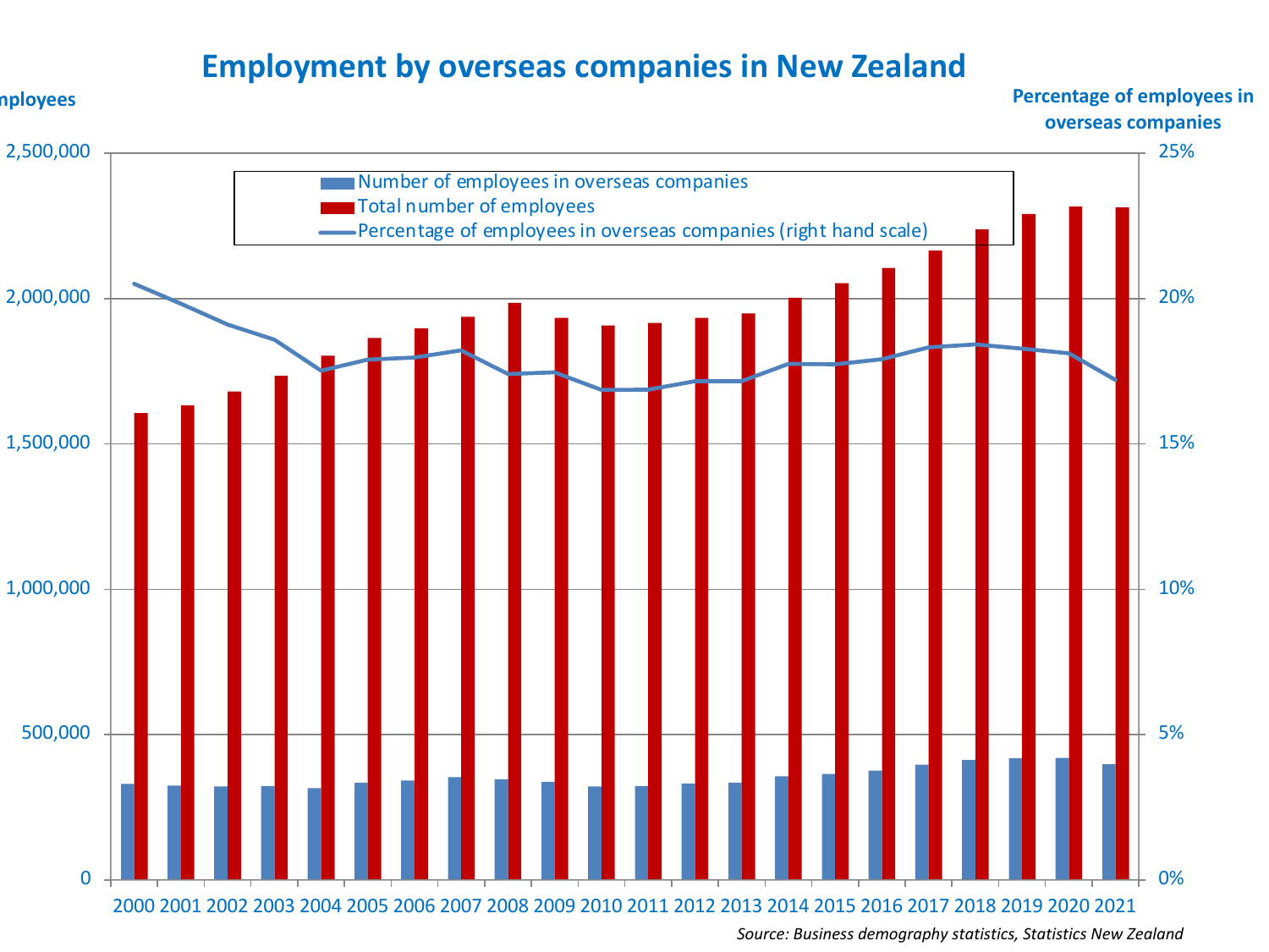# Employment by overseas companies in New Zealand

Employees

Percentage of employees in overseas companies

2,500,000

2,000,000

1,500,000

1,000,000

500,000

0

25%

20%

15%

10%

5%

0%

Number of employees in overseas companies

Total number of employees

Percentage of employees in overseas companies (right hand scale)

2000 2001 2002 2003 2004 2005 2006 2007 2008 2009 2010 2011 2012 2013 2014 2015 2016 2017 2018 2019 2020 2021

*Source: Business demography statistics, Statistics New Zealand*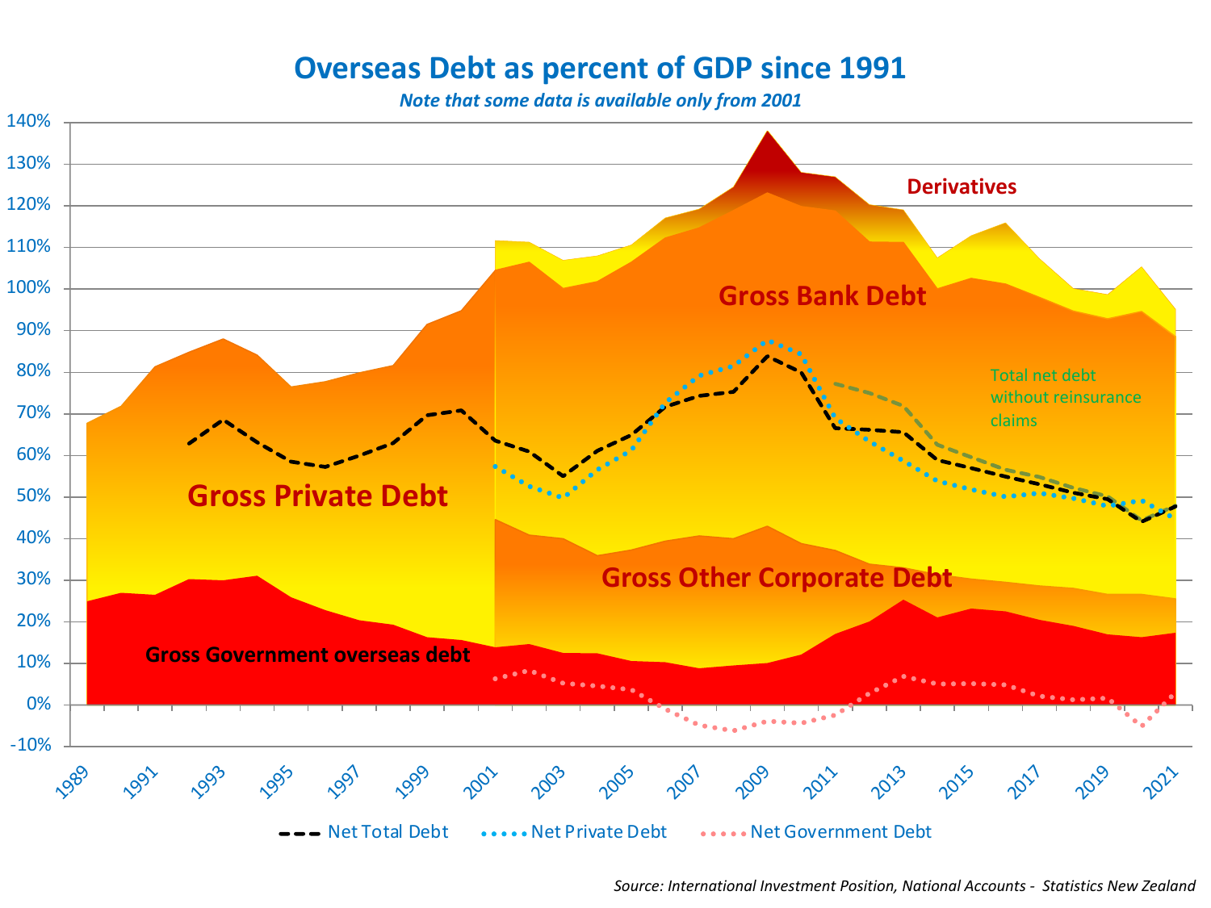# Overseas Debt as percent of GDP since 1991

*Note that some data is available only from 2001*

140%
130%
120%
110%
100%
90%
80%
70%
60%
50%
40%
30%
20%
10%
0%
-10%

1989
1991
1993
1995
1997
1999
2001
2003
2005
2007
2009
2011
2013
2015
2017
2019
2021

Derivatives

Gross Bank Debt

Total net debt without reinsurance claims

Gross Private Debt

Gross Other Corporate Debt

Gross Government overseas debt

Net Total Debt
Net Private Debt
Net Government Debt

*Source: International Investment Position, National Accounts - Statistics New Zealand*